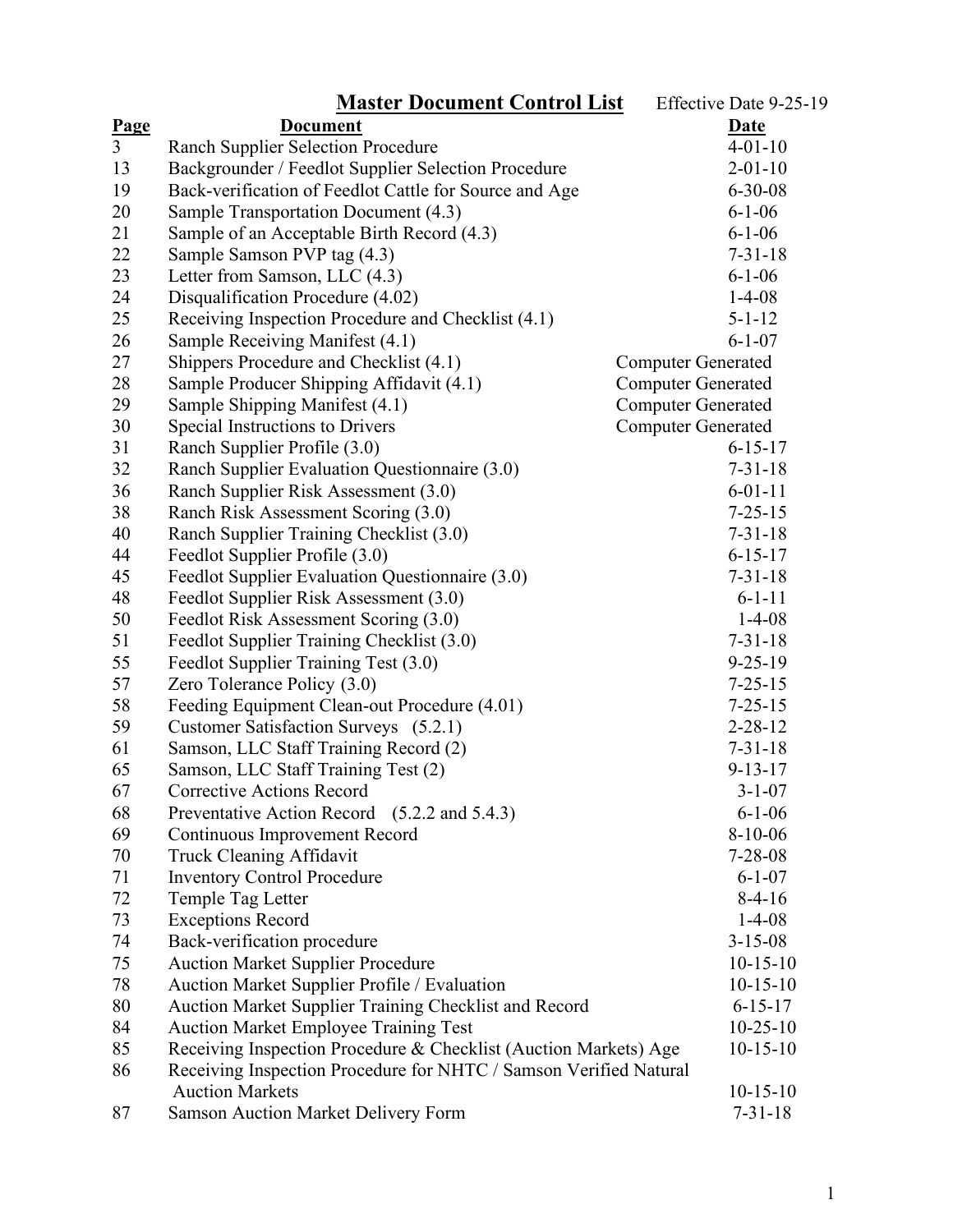# Master Document Control List

Effective Date 9-25-19

| Page | Document | Date |
|---|---|---|
| 3 | Ranch Supplier Selection Procedure | 4-01-10 |
| 13 | Backgrounder / Feedlot Supplier Selection Procedure | 2-01-10 |
| 19 | Back-verification of Feedlot Cattle for Source and Age | 6-30-08 |
| 20 | Sample Transportation Document (4.3) | 6-1-06 |
| 21 | Sample of an Acceptable Birth Record (4.3) | 6-1-06 |
| 22 | Sample Samson PVP tag (4.3) | 7-31-18 |
| 23 | Letter from Samson, LLC (4.3) | 6-1-06 |
| 24 | Disqualification Procedure (4.02) | 1-4-08 |
| 25 | Receiving Inspection Procedure and Checklist (4.1) | 5-1-12 |
| 26 | Sample Receiving Manifest (4.1) | 6-1-07 |
| 27 | Shippers Procedure and Checklist (4.1) | Computer Generated |
| 28 | Sample Producer Shipping Affidavit (4.1) | Computer Generated |
| 29 | Sample Shipping Manifest (4.1) | Computer Generated |
| 30 | Special Instructions to Drivers | Computer Generated |
| 31 | Ranch Supplier Profile (3.0) | 6-15-17 |
| 32 | Ranch Supplier Evaluation Questionnaire (3.0) | 7-31-18 |
| 36 | Ranch Supplier Risk Assessment (3.0) | 6-01-11 |
| 38 | Ranch Risk Assessment Scoring (3.0) | 7-25-15 |
| 40 | Ranch Supplier Training Checklist (3.0) | 7-31-18 |
| 44 | Feedlot Supplier Profile (3.0) | 6-15-17 |
| 45 | Feedlot Supplier Evaluation Questionnaire (3.0) | 7-31-18 |
| 48 | Feedlot Supplier Risk Assessment (3.0) | 6-1-11 |
| 50 | Feedlot Risk Assessment Scoring (3.0) | 1-4-08 |
| 51 | Feedlot Supplier Training Checklist (3.0) | 7-31-18 |
| 55 | Feedlot Supplier Training Test (3.0) | 9-25-19 |
| 57 | Zero Tolerance Policy (3.0) | 7-25-15 |
| 58 | Feeding Equipment Clean-out Procedure (4.01) | 7-25-15 |
| 59 | Customer Satisfaction Surveys (5.2.1) | 2-28-12 |
| 61 | Samson, LLC Staff Training Record (2) | 7-31-18 |
| 65 | Samson, LLC Staff Training Test (2) | 9-13-17 |
| 67 | Corrective Actions Record | 3-1-07 |
| 68 | Preventative Action Record (5.2.2 and 5.4.3) | 6-1-06 |
| 69 | Continuous Improvement Record | 8-10-06 |
| 70 | Truck Cleaning Affidavit | 7-28-08 |
| 71 | Inventory Control Procedure | 6-1-07 |
| 72 | Temple Tag Letter | 8-4-16 |
| 73 | Exceptions Record | 1-4-08 |
| 74 | Back-verification procedure | 3-15-08 |
| 75 | Auction Market Supplier Procedure | 10-15-10 |
| 78 | Auction Market Supplier Profile / Evaluation | 10-15-10 |
| 80 | Auction Market Supplier Training Checklist and Record | 6-15-17 |
| 84 | Auction Market Employee Training Test | 10-25-10 |
| 85 | Receiving Inspection Procedure & Checklist (Auction Markets) Age | 10-15-10 |
| 86 | Receiving Inspection Procedure for NHTC / Samson Verified Natural Auction Markets | 10-15-10 |
| 87 | Samson Auction Market Delivery Form | 7-31-18 |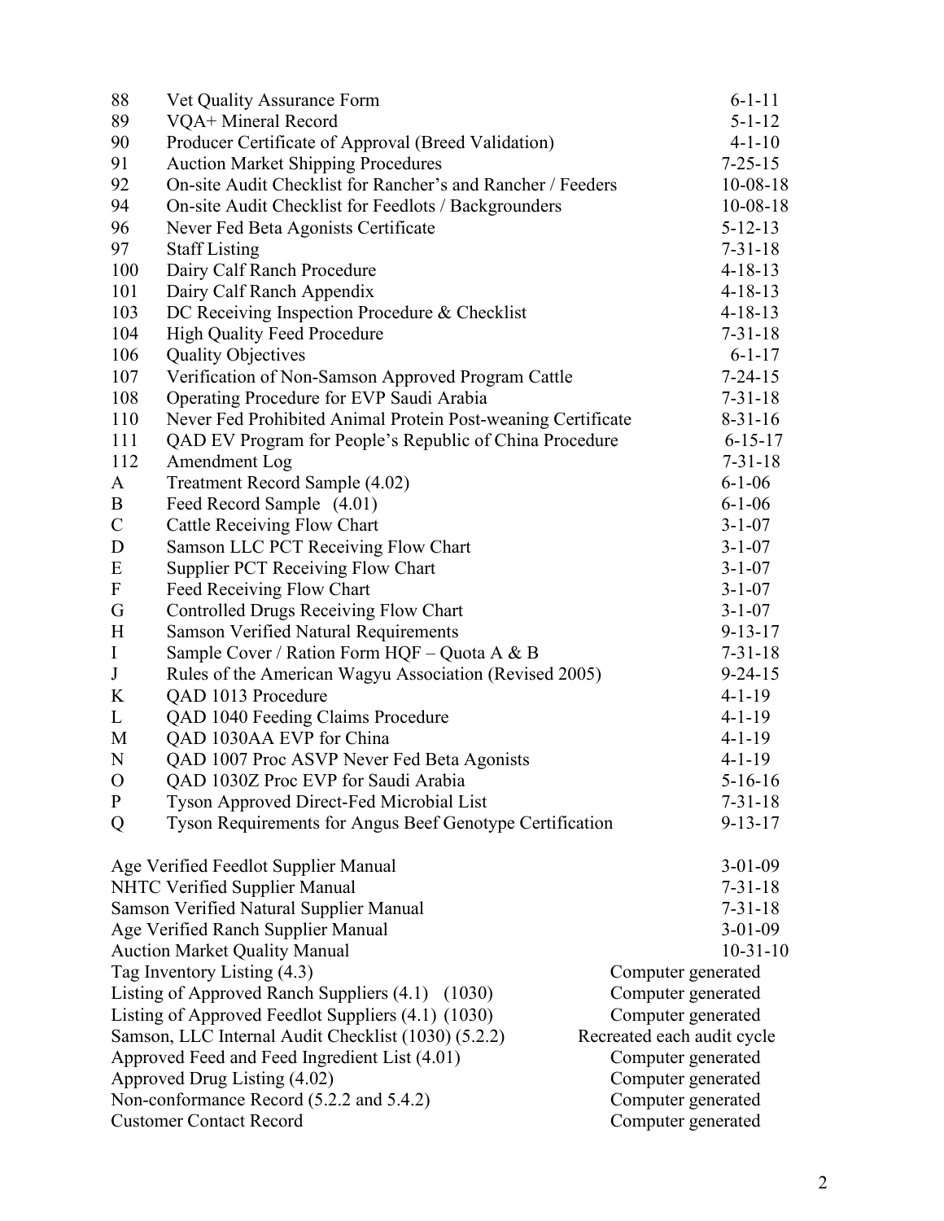| | | |
|---|---|---|
| 88 | Vet Quality Assurance Form | 6-1-11 |
| 89 | VQA+ Mineral Record | 5-1-12 |
| 90 | Producer Certificate of Approval (Breed Validation) | 4-1-10 |
| 91 | Auction Market Shipping Procedures | 7-25-15 |
| 92 | On-site Audit Checklist for Rancher's and Rancher / Feeders | 10-08-18 |
| 94 | On-site Audit Checklist for Feedlots / Backgrounders | 10-08-18 |
| 96 | Never Fed Beta Agonists Certificate | 5-12-13 |
| 97 | Staff Listing | 7-31-18 |
| 100 | Dairy Calf Ranch Procedure | 4-18-13 |
| 101 | Dairy Calf Ranch Appendix | 4-18-13 |
| 103 | DC Receiving Inspection Procedure & Checklist | 4-18-13 |
| 104 | High Quality Feed Procedure | 7-31-18 |
| 106 | Quality Objectives | 6-1-17 |
| 107 | Verification of Non-Samson Approved Program Cattle | 7-24-15 |
| 108 | Operating Procedure for EVP Saudi Arabia | 7-31-18 |
| 110 | Never Fed Prohibited Animal Protein Post-weaning Certificate | 8-31-16 |
| 111 | QAD EV Program for People's Republic of China Procedure | 6-15-17 |
| 112 | Amendment Log | 7-31-18 |
| A | Treatment Record Sample (4.02) | 6-1-06 |
| B | Feed Record Sample (4.01) | 6-1-06 |
| C | Cattle Receiving Flow Chart | 3-1-07 |
| D | Samson LLC PCT Receiving Flow Chart | 3-1-07 |
| E | Supplier PCT Receiving Flow Chart | 3-1-07 |
| F | Feed Receiving Flow Chart | 3-1-07 |
| G | Controlled Drugs Receiving Flow Chart | 3-1-07 |
| H | Samson Verified Natural Requirements | 9-13-17 |
| I | Sample Cover / Ration Form HQF – Quota A & B | 7-31-18 |
| J | Rules of the American Wagyu Association (Revised 2005) | 9-24-15 |
| K | QAD 1013 Procedure | 4-1-19 |
| L | QAD 1040 Feeding Claims Procedure | 4-1-19 |
| M | QAD 1030AA EVP for China | 4-1-19 |
| N | QAD 1007 Proc ASVP Never Fed Beta Agonists | 4-1-19 |
| O | QAD 1030Z Proc EVP for Saudi Arabia | 5-16-16 |
| P | Tyson Approved Direct-Fed Microbial List | 7-31-18 |
| Q | Tyson Requirements for Angus Beef Genotype Certification | 9-13-17 |

| | |
|---|---|
| Age Verified Feedlot Supplier Manual | 3-01-09 |
| NHTC Verified Supplier Manual | 7-31-18 |
| Samson Verified Natural Supplier Manual | 7-31-18 |
| Age Verified Ranch Supplier Manual | 3-01-09 |
| Auction Market Quality Manual | 10-31-10 |
| Tag Inventory Listing (4.3) | Computer generated |
| Listing of Approved Ranch Suppliers (4.1) (1030) | Computer generated |
| Listing of Approved Feedlot Suppliers (4.1) (1030) | Computer generated |
| Samson, LLC Internal Audit Checklist (1030) (5.2.2) | Recreated each audit cycle |
| Approved Feed and Feed Ingredient List (4.01) | Computer generated |
| Approved Drug Listing (4.02) | Computer generated |
| Non-conformance Record (5.2.2 and 5.4.2) | Computer generated |
| Customer Contact Record | Computer generated |